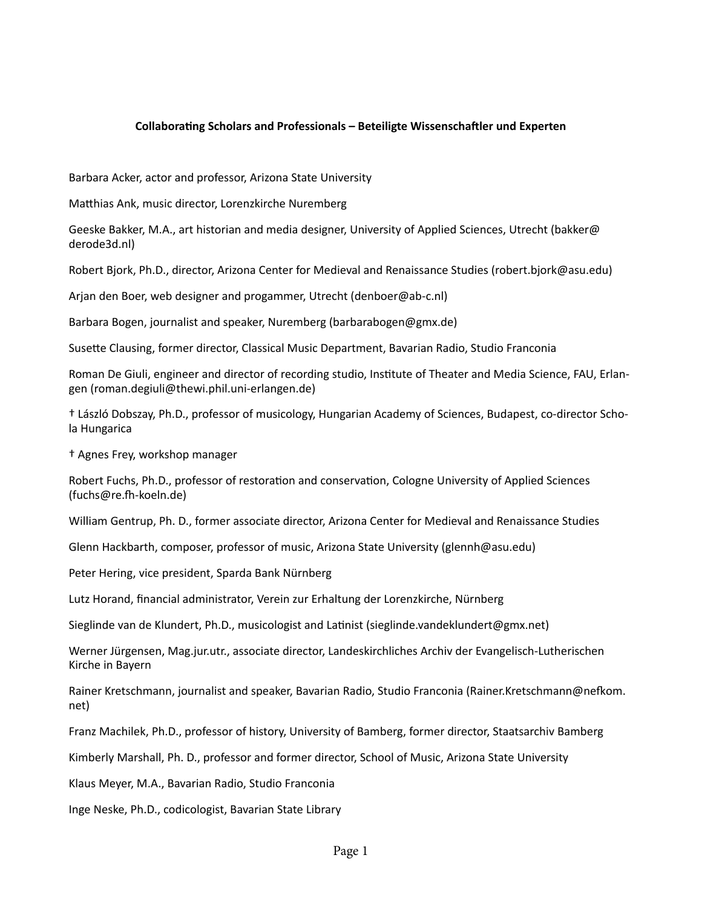**Collaborating Scholars and Professionals – Beteiligte Wissenschaftler und Experten**

Barbara Acker, actor and professor, Arizona State University

Matthias Ank, music director, Lorenzkirche Nuremberg

Geeske Bakker, M.A., art historian and media designer, University of Applied Sciences, Utrecht (bakker@derode3d.nl)

Robert Bjork, Ph.D., director, Arizona Center for Medieval and Renaissance Studies (robert.bjork@asu.edu)

Arjan den Boer, web designer and progammer, Utrecht (denboer@ab-c.nl)

Barbara Bogen, journalist and speaker, Nuremberg (barbarabogen@gmx.de)

Susette Clausing, former director, Classical Music Department, Bavarian Radio, Studio Franconia

Roman De Giuli, engineer and director of recording studio, Institute of Theater and Media Science, FAU, Erlangen (roman.degiuli@thewi.phil.uni-erlangen.de)

† László Dobszay, Ph.D., professor of musicology, Hungarian Academy of Sciences, Budapest, co-director Schola Hungarica

† Agnes Frey, workshop manager

Robert Fuchs, Ph.D., professor of restoration and conservation, Cologne University of Applied Sciences (fuchs@re.fh-koeln.de)

William Gentrup, Ph. D., former associate director, Arizona Center for Medieval and Renaissance Studies

Glenn Hackbarth, composer, professor of music, Arizona State University (glennh@asu.edu)

Peter Hering, vice president, Sparda Bank Nürnberg

Lutz Horand, financial administrator, Verein zur Erhaltung der Lorenzkirche, Nürnberg

Sieglinde van de Klundert, Ph.D., musicologist and Latinist (sieglinde.vandeklundert@gmx.net)

Werner Jürgensen, Mag.jur.utr., associate director, Landeskirchliches Archiv der Evangelisch-Lutherischen Kirche in Bayern

Rainer Kretschmann, journalist and speaker, Bavarian Radio, Studio Franconia (Rainer.Kretschmann@nefkom.net)

Franz Machilek, Ph.D., professor of history, University of Bamberg, former director, Staatsarchiv Bamberg

Kimberly Marshall, Ph. D., professor and former director, School of Music, Arizona State University

Klaus Meyer, M.A., Bavarian Radio, Studio Franconia

Inge Neske, Ph.D., codicologist, Bavarian State Library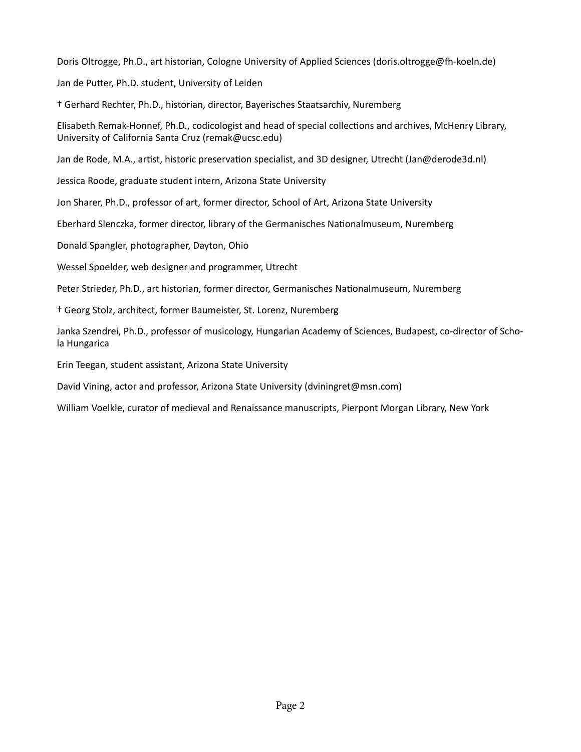Doris Oltrogge, Ph.D., art historian, Cologne University of Applied Sciences (doris.oltrogge@fh-koeln.de)

Jan de Putter, Ph.D. student, University of Leiden

† Gerhard Rechter, Ph.D., historian, director, Bayerisches Staatsarchiv, Nuremberg

Elisabeth Remak-Honnef, Ph.D., codicologist and head of special collections and archives, McHenry Library, University of California Santa Cruz (remak@ucsc.edu)

Jan de Rode, M.A., artist, historic preservation specialist, and 3D designer, Utrecht (Jan@derode3d.nl)

Jessica Roode, graduate student intern, Arizona State University

Jon Sharer, Ph.D., professor of art, former director, School of Art, Arizona State University

Eberhard Slenczka, former director, library of the Germanisches Nationalmuseum, Nuremberg

Donald Spangler, photographer, Dayton, Ohio

Wessel Spoelder, web designer and programmer, Utrecht

Peter Strieder, Ph.D., art historian, former director, Germanisches Nationalmuseum, Nuremberg

† Georg Stolz, architect, former Baumeister, St. Lorenz, Nuremberg

Janka Szendrei, Ph.D., professor of musicology, Hungarian Academy of Sciences, Budapest, co-director of Schola Hungarica

Erin Teegan, student assistant, Arizona State University

David Vining, actor and professor, Arizona State University (dviningret@msn.com)

William Voelkle, curator of medieval and Renaissance manuscripts, Pierpont Morgan Library, New York